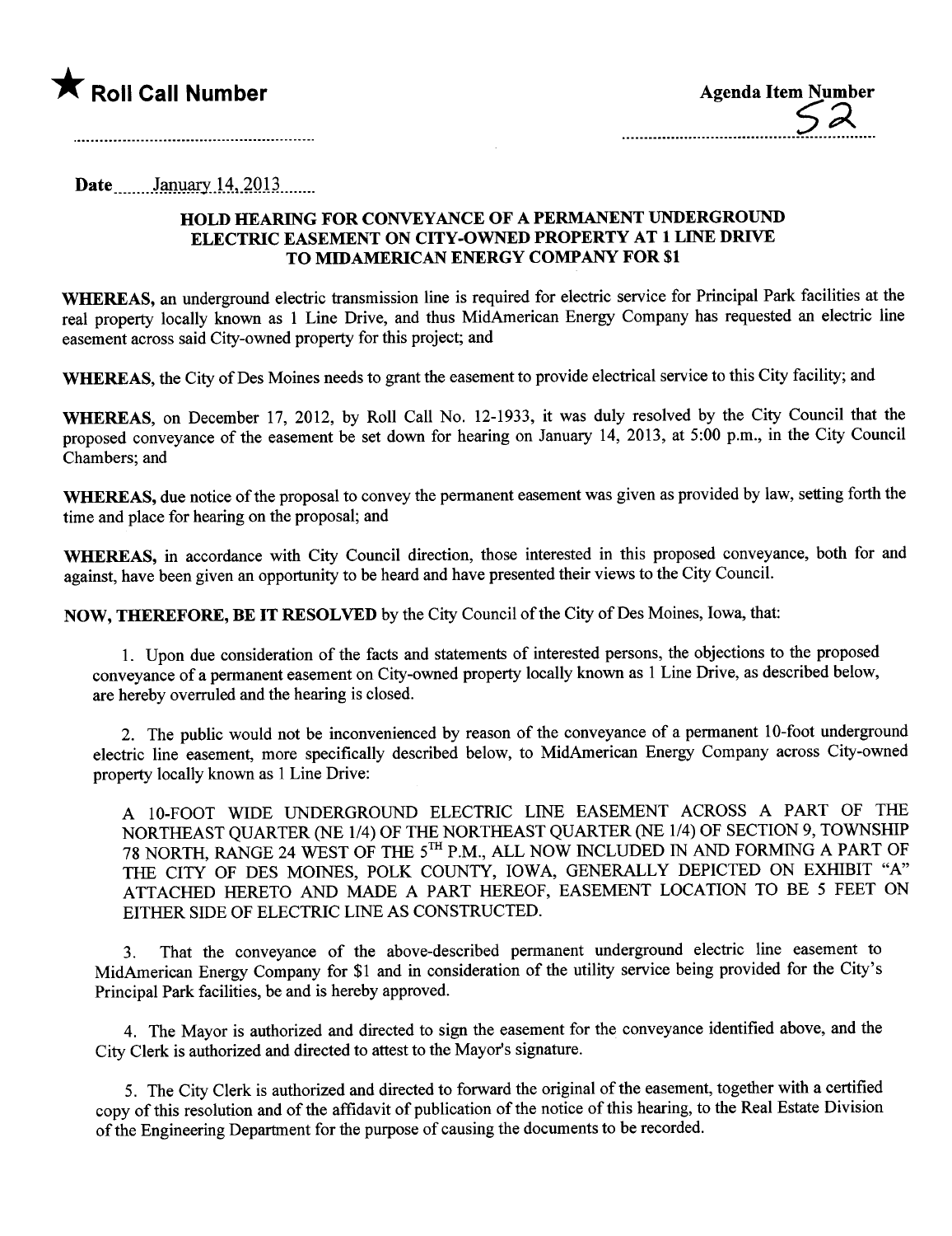★ **Roll Call Number**

**Agenda Item Number**
52

**Date** January 14, 2013

## HOLD HEARING FOR CONVEYANCE OF A PERMANENT UNDERGROUND ELECTRIC EASEMENT ON CITY-OWNED PROPERTY AT 1 LINE DRIVE TO MIDAMERICAN ENERGY COMPANY FOR $1

**WHEREAS,** an underground electric transmission line is required for electric service for Principal Park facilities at the real property locally known as 1 Line Drive, and thus MidAmerican Energy Company has requested an electric line easement across said City-owned property for this project; and

**WHEREAS,** the City of Des Moines needs to grant the easement to provide electrical service to this City facility; and

**WHEREAS,** on December 17, 2012, by Roll Call No. 12-1933, it was duly resolved by the City Council that the proposed conveyance of the easement be set down for hearing on January 14, 2013, at 5:00 p.m., in the City Council Chambers; and

**WHEREAS,** due notice of the proposal to convey the permanent easement was given as provided by law, setting forth the time and place for hearing on the proposal; and

**WHEREAS,** in accordance with City Council direction, those interested in this proposed conveyance, both for and against, have been given an opportunity to be heard and have presented their views to the City Council.

**NOW, THEREFORE, BE IT RESOLVED** by the City Council of the City of Des Moines, Iowa, that:

1. Upon due consideration of the facts and statements of interested persons, the objections to the proposed conveyance of a permanent easement on City-owned property locally known as 1 Line Drive, as described below, are hereby overruled and the hearing is closed.

2. The public would not be inconvenienced by reason of the conveyance of a permanent 10-foot underground electric line easement, more specifically described below, to MidAmerican Energy Company across City-owned property locally known as 1 Line Drive:

A 10-FOOT WIDE UNDERGROUND ELECTRIC LINE EASEMENT ACROSS A PART OF THE NORTHEAST QUARTER (NE 1/4) OF THE NORTHEAST QUARTER (NE 1/4) OF SECTION 9, TOWNSHIP 78 NORTH, RANGE 24 WEST OF THE 5TH P.M., ALL NOW INCLUDED IN AND FORMING A PART OF THE CITY OF DES MOINES, POLK COUNTY, IOWA, GENERALLY DEPICTED ON EXHIBIT "A" ATTACHED HERETO AND MADE A PART HEREOF, EASEMENT LOCATION TO BE 5 FEET ON EITHER SIDE OF ELECTRIC LINE AS CONSTRUCTED.

3. That the conveyance of the above-described permanent underground electric line easement to MidAmerican Energy Company for $1 and in consideration of the utility service being provided for the City's Principal Park facilities, be and is hereby approved.

4. The Mayor is authorized and directed to sign the easement for the conveyance identified above, and the City Clerk is authorized and directed to attest to the Mayor's signature.

5. The City Clerk is authorized and directed to forward the original of the easement, together with a certified copy of this resolution and of the affidavit of publication of the notice of this hearing, to the Real Estate Division of the Engineering Department for the purpose of causing the documents to be recorded.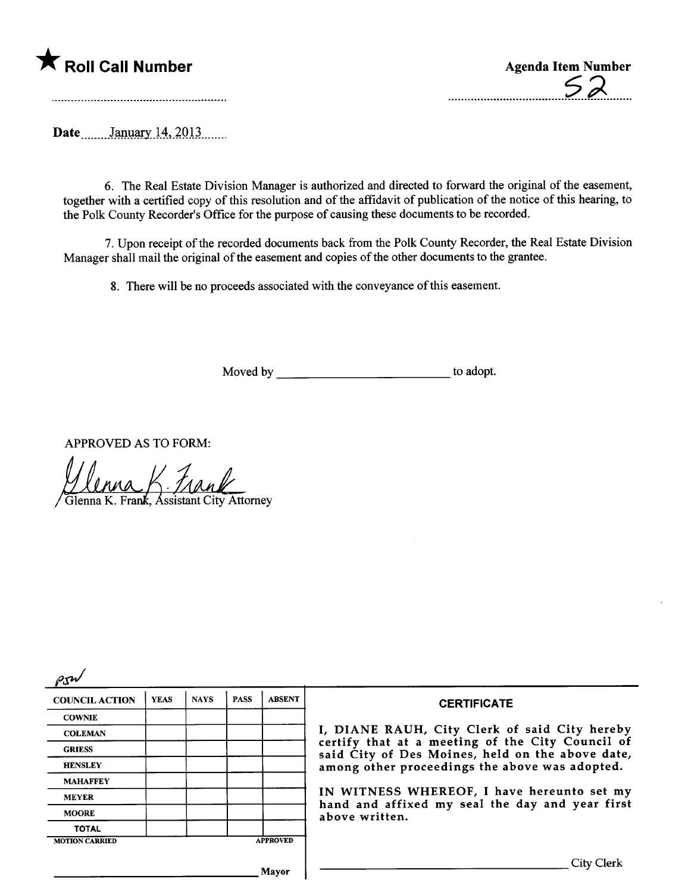★ **Roll Call Number**

**Agenda Item Number**
52

**Date** January 14, 2013

6. The Real Estate Division Manager is authorized and directed to forward the original of the easement, together with a certified copy of this resolution and of the affidavit of publication of the notice of this hearing, to the Polk County Recorder's Office for the purpose of causing these documents to be recorded.

7. Upon receipt of the recorded documents back from the Polk County Recorder, the Real Estate Division Manager shall mail the original of the easement and copies of the other documents to the grantee.

8. There will be no proceeds associated with the conveyance of this easement.

Moved by ____________________________ to adopt.

APPROVED AS TO FORM:

Glenna K. Frank, Assistant City Attorney

PSW

| COUNCIL ACTION | YEAS | NAYS | PASS | ABSENT |
| --- | --- | --- | --- | --- |
| COWNIE | | | | |
| COLEMAN | | | | |
| GRIESS | | | | |
| HENSLEY | | | | |
| MAHAFFEY | | | | |
| MEYER | | | | |
| MOORE | | | | |
| TOTAL | | | | |

MOTION CARRIED APPROVED

____________________________ Mayor

**CERTIFICATE**

I, DIANE RAUH, City Clerk of said City hereby certify that at a meeting of the City Council of said City of Des Moines, held on the above date, among other proceedings the above was adopted.

IN WITNESS WHEREOF, I have hereunto set my hand and affixed my seal the day and year first above written.

____________________________ City Clerk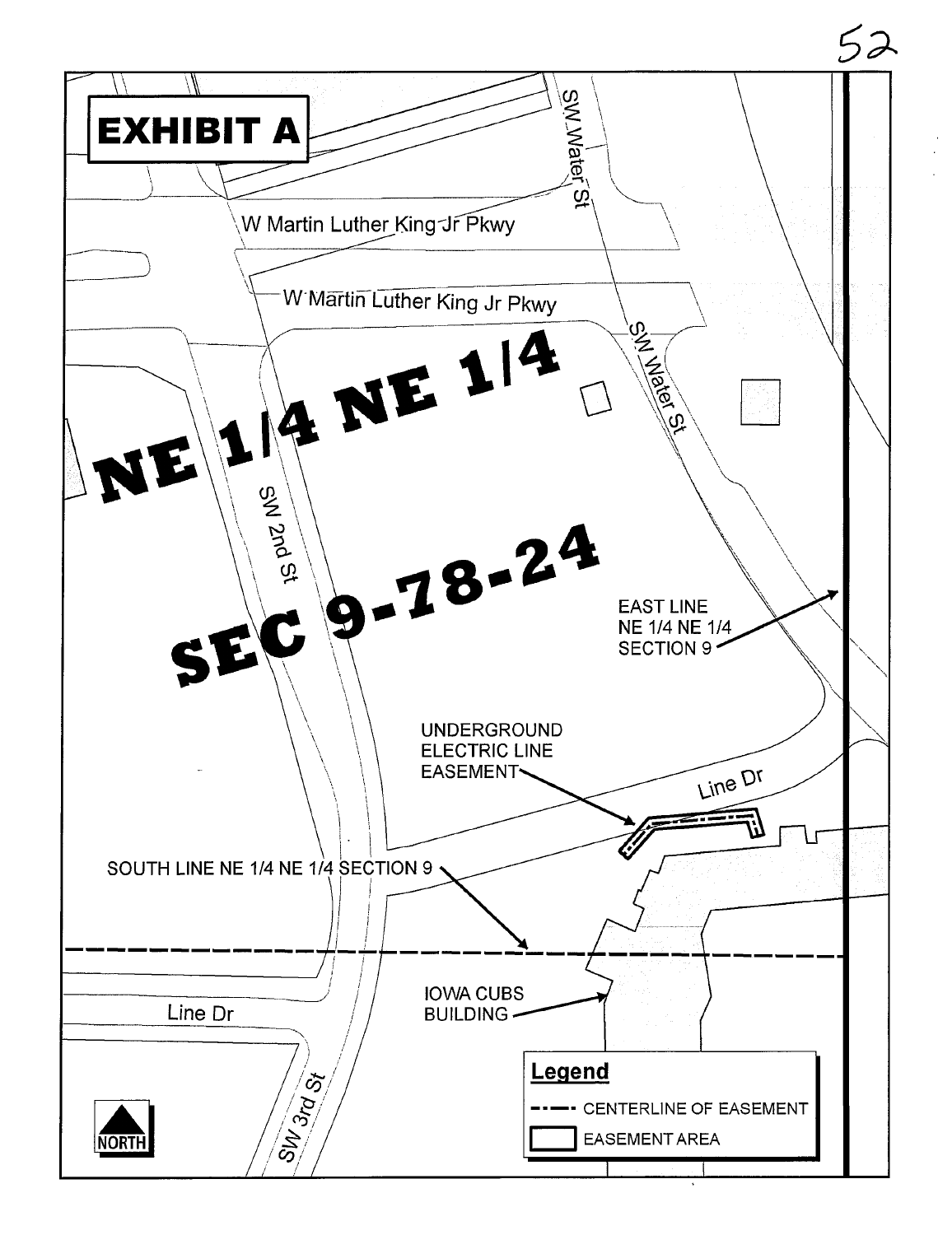# EXHIBIT A

W Martin Luther King Jr Pkwy

W Martin Luther King Jr Pkwy

SW Water St

SW Water St

SW 2nd St

NE 1/4 NE 1/4

SEC 9-78-24

EAST LINE
NE 1/4 NE 1/4
SECTION 9

UNDERGROUND
ELECTRIC LINE
EASEMENT

Line Dr

SOUTH LINE NE 1/4 NE 1/4 SECTION 9

IOWA CUBS
BUILDING

Line Dr

SW 3rd St

NORTH

**Legend**

CENTERLINE OF EASEMENT

EASEMENT AREA